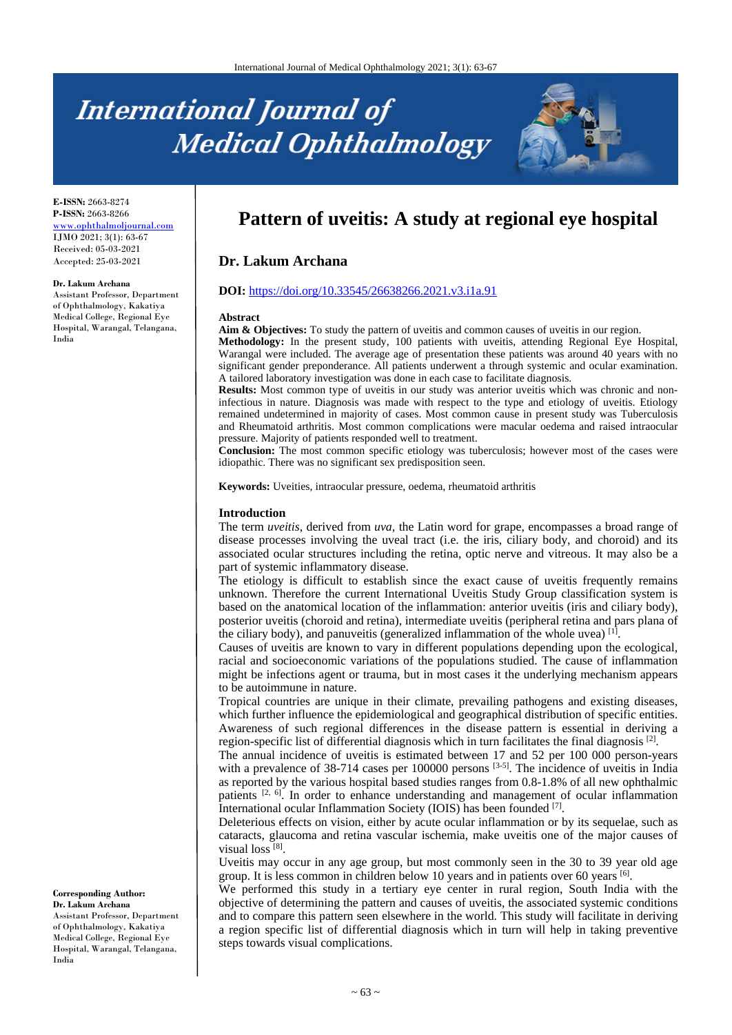# Pattern of uveitis: A study at regional eye hospital

**E-ISSN:** 2663-8274
**P-ISSN:** 2663-8266
www.ophthalmoljournal.com
IJMO 2021; 3(1): 63-67
Received: 05-03-2021
Accepted: 25-03-2021

**Dr. Lakum Archana**
Assistant Professor, Department of Ophthalmology, Kakatiya Medical College, Regional Eye Hospital, Warangal, Telangana, India

**Corresponding Author:**
**Dr. Lakum Archana**
Assistant Professor, Department of Ophthalmology, Kakatiya Medical College, Regional Eye Hospital, Warangal, Telangana, India

## Dr. Lakum Archana

**DOI:** https://doi.org/10.33545/26638266.2021.v3.i1a.91

### Abstract

**Aim & Objectives:** To study the pattern of uveitis and common causes of uveitis in our region.
**Methodology:** In the present study, 100 patients with uveitis, attending Regional Eye Hospital, Warangal were included. The average age of presentation these patients was around 40 years with no significant gender preponderance. All patients underwent a through systemic and ocular examination. A tailored laboratory investigation was done in each case to facilitate diagnosis.
**Results:** Most common type of uveitis in our study was anterior uveitis which was chronic and non-infectious in nature. Diagnosis was made with respect to the type and etiology of uveitis. Etiology remained undetermined in majority of cases. Most common cause in present study was Tuberculosis and Rheumatoid arthritis. Most common complications were macular oedema and raised intraocular pressure. Majority of patients responded well to treatment.
**Conclusion:** The most common specific etiology was tuberculosis; however most of the cases were idiopathic. There was no significant sex predisposition seen.

**Keywords:** Uveities, intraocular pressure, oedema, rheumatoid arthritis

### Introduction

The term *uveitis*, derived from *uva*, the Latin word for grape, encompasses a broad range of disease processes involving the uveal tract (i.e. the iris, ciliary body, and choroid) and its associated ocular structures including the retina, optic nerve and vitreous. It may also be a part of systemic inflammatory disease.

The etiology is difficult to establish since the exact cause of uveitis frequently remains unknown. Therefore the current International Uveitis Study Group classification system is based on the anatomical location of the inflammation: anterior uveitis (iris and ciliary body), posterior uveitis (choroid and retina), intermediate uveitis (peripheral retina and pars plana of the ciliary body), and panuveitis (generalized inflammation of the whole uvea) [1].

Causes of uveitis are known to vary in different populations depending upon the ecological, racial and socioeconomic variations of the populations studied. The cause of inflammation might be infections agent or trauma, but in most cases it the underlying mechanism appears to be autoimmune in nature.

Tropical countries are unique in their climate, prevailing pathogens and existing diseases, which further influence the epidemiological and geographical distribution of specific entities. Awareness of such regional differences in the disease pattern is essential in deriving a region-specific list of differential diagnosis which in turn facilitates the final diagnosis [2].

The annual incidence of uveitis is estimated between 17 and 52 per 100 000 person-years with a prevalence of 38-714 cases per 100000 persons [3-5]. The incidence of uveitis in India as reported by the various hospital based studies ranges from 0.8-1.8% of all new ophthalmic patients [2, 6]. In order to enhance understanding and management of ocular inflammation International ocular Inflammation Society (IOIS) has been founded [7].

Deleterious effects on vision, either by acute ocular inflammation or by its sequelae, such as cataracts, glaucoma and retina vascular ischemia, make uveitis one of the major causes of visual loss [8].

Uveitis may occur in any age group, but most commonly seen in the 30 to 39 year old age group. It is less common in children below 10 years and in patients over 60 years [6].

We performed this study in a tertiary eye center in rural region, South India with the objective of determining the pattern and causes of uveitis, the associated systemic conditions and to compare this pattern seen elsewhere in the world. This study will facilitate in deriving a region specific list of differential diagnosis which in turn will help in taking preventive steps towards visual complications.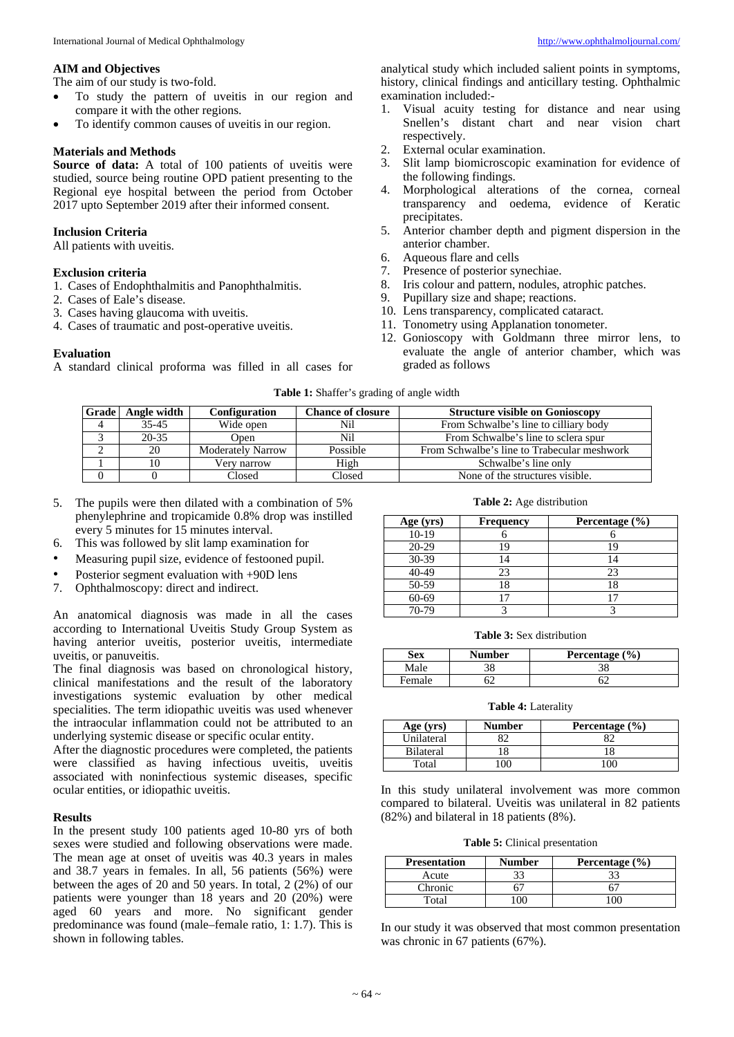## AIM and Objectives

The aim of our study is two-fold.

- To study the pattern of uveitis in our region and compare it with the other regions.
- To identify common causes of uveitis in our region.

## Materials and Methods

**Source of data:** A total of 100 patients of uveitis were studied, source being routine OPD patient presenting to the Regional eye hospital between the period from October 2017 upto September 2019 after their informed consent.

### Inclusion Criteria

All patients with uveitis.

### Exclusion criteria

1. Cases of Endophthalmitis and Panophthalmitis.
2. Cases of Eale's disease.
3. Cases having glaucoma with uveitis.
4. Cases of traumatic and post-operative uveitis.

### Evaluation

A standard clinical proforma was filled in all cases for analytical study which included salient points in symptoms, history, clinical findings and anticillary testing. Ophthalmic examination included:-

1. Visual acuity testing for distance and near using Snellen's distant chart and near vision chart respectively.
2. External ocular examination.
3. Slit lamp biomicroscopic examination for evidence of the following findings.
4. Morphological alterations of the cornea, corneal transparency and oedema, evidence of Keratic precipitates.
5. Anterior chamber depth and pigment dispersion in the anterior chamber.
6. Aqueous flare and cells
7. Presence of posterior synechiae.
8. Iris colour and pattern, nodules, atrophic patches.
9. Pupillary size and shape; reactions.
10. Lens transparency, complicated cataract.
11. Tonometry using Applanation tonometer.
12. Gonioscopy with Goldmann three mirror lens, to evaluate the angle of anterior chamber, which was graded as follows

**Table 1:** Shaffer's grading of angle width

| Grade | Angle width | Configuration | Chance of closure | Structure visible on Gonioscopy |
|---|---|---|---|---|
| 4 | 35-45 | Wide open | Nil | From Schwalbe's line to cilliary body |
| 3 | 20-35 | Open | Nil | From Schwalbe's line to sclera spur |
| 2 | 20 | Moderately Narrow | Possible | From Schwalbe's line to Trabecular meshwork |
| 1 | 10 | Very narrow | High | Schwalbe's line only |
| 0 | 0 | Closed | Closed | None of the structures visible. |

5. The pupils were then dilated with a combination of 5% phenylephrine and tropicamide 0.8% drop was instilled every 5 minutes for 15 minutes interval.
6. This was followed by slit lamp examination for

- Measuring pupil size, evidence of festooned pupil.
- Posterior segment evaluation with +90D lens

7. Ophthalmoscopy: direct and indirect.

An anatomical diagnosis was made in all the cases according to International Uveitis Study Group System as having anterior uveitis, posterior uveitis, intermediate uveitis, or panuveitis.

The final diagnosis was based on chronological history, clinical manifestations and the result of the laboratory investigations systemic evaluation by other medical specialities. The term idiopathic uveitis was used whenever the intraocular inflammation could not be attributed to an underlying systemic disease or specific ocular entity.

After the diagnostic procedures were completed, the patients were classified as having infectious uveitis, uveitis associated with noninfectious systemic diseases, specific ocular entities, or idiopathic uveitis.

## Results

In the present study 100 patients aged 10-80 yrs of both sexes were studied and following observations were made. The mean age at onset of uveitis was 40.3 years in males and 38.7 years in females. In all, 56 patients (56%) were between the ages of 20 and 50 years. In total, 2 (2%) of our patients were younger than 18 years and 20 (20%) were aged 60 years and more. No significant gender predominance was found (male–female ratio, 1: 1.7). This is shown in following tables.

**Table 2:** Age distribution

| Age (yrs) | Frequency | Percentage (%) |
|---|---|---|
| 10-19 | 6 | 6 |
| 20-29 | 19 | 19 |
| 30-39 | 14 | 14 |
| 40-49 | 23 | 23 |
| 50-59 | 18 | 18 |
| 60-69 | 17 | 17 |
| 70-79 | 3 | 3 |

**Table 3:** Sex distribution

| Sex | Number | Percentage (%) |
|---|---|---|
| Male | 38 | 38 |
| Female | 62 | 62 |

**Table 4:** Laterality

| Age (yrs) | Number | Percentage (%) |
|---|---|---|
| Unilateral | 82 | 82 |
| Bilateral | 18 | 18 |
| Total | 100 | 100 |

In this study unilateral involvement was more common compared to bilateral. Uveitis was unilateral in 82 patients (82%) and bilateral in 18 patients (8%).

**Table 5:** Clinical presentation

| Presentation | Number | Percentage (%) |
|---|---|---|
| Acute | 33 | 33 |
| Chronic | 67 | 67 |
| Total | 100 | 100 |

In our study it was observed that most common presentation was chronic in 67 patients (67%).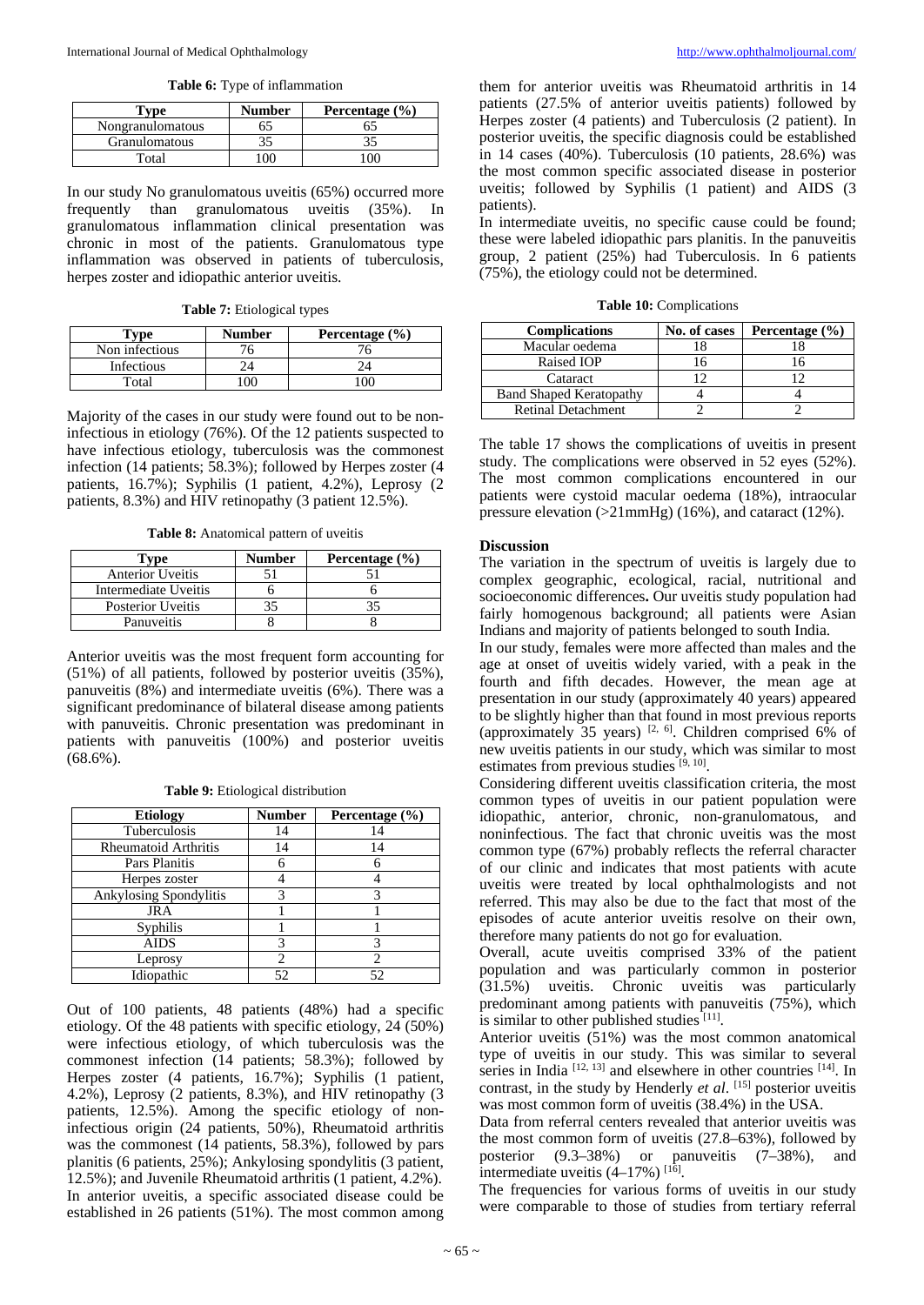**Table 6:** Type of inflammation

| Type | Number | Percentage (%) |
|---|---|---|
| Nongranulomatous | 65 | 65 |
| Granulomatous | 35 | 35 |
| Total | 100 | 100 |

In our study No granulomatous uveitis (65%) occurred more frequently than granulomatous uveitis (35%). In granulomatous inflammation clinical presentation was chronic in most of the patients. Granulomatous type inflammation was observed in patients of tuberculosis, herpes zoster and idiopathic anterior uveitis.

**Table 7:** Etiological types

| Type | Number | Percentage (%) |
|---|---|---|
| Non infectious | 76 | 76 |
| Infectious | 24 | 24 |
| Total | 100 | 100 |

Majority of the cases in our study were found out to be non-infectious in etiology (76%). Of the 12 patients suspected to have infectious etiology, tuberculosis was the commonest infection (14 patients; 58.3%); followed by Herpes zoster (4 patients, 16.7%); Syphilis (1 patient, 4.2%), Leprosy (2 patients, 8.3%) and HIV retinopathy (3 patient 12.5%).

**Table 8:** Anatomical pattern of uveitis

| Type | Number | Percentage (%) |
|---|---|---|
| Anterior Uveitis | 51 | 51 |
| Intermediate Uveitis | 6 | 6 |
| Posterior Uveitis | 35 | 35 |
| Panuveitis | 8 | 8 |

Anterior uveitis was the most frequent form accounting for (51%) of all patients, followed by posterior uveitis (35%), panuveitis (8%) and intermediate uveitis (6%). There was a significant predominance of bilateral disease among patients with panuveitis. Chronic presentation was predominant in patients with panuveitis (100%) and posterior uveitis (68.6%).

**Table 9:** Etiological distribution

| Etiology | Number | Percentage (%) |
|---|---|---|
| Tuberculosis | 14 | 14 |
| Rheumatoid Arthritis | 14 | 14 |
| Pars Planitis | 6 | 6 |
| Herpes zoster | 4 | 4 |
| Ankylosing Spondylitis | 3 | 3 |
| JRA | 1 | 1 |
| Syphilis | 1 | 1 |
| AIDS | 3 | 3 |
| Leprosy | 2 | 2 |
| Idiopathic | 52 | 52 |

Out of 100 patients, 48 patients (48%) had a specific etiology. Of the 48 patients with specific etiology, 24 (50%) were infectious etiology, of which tuberculosis was the commonest infection (14 patients; 58.3%); followed by Herpes zoster (4 patients, 16.7%); Syphilis (1 patient, 4.2%), Leprosy (2 patients, 8.3%), and HIV retinopathy (3 patients, 12.5%). Among the specific etiology of non-infectious origin (24 patients, 50%), Rheumatoid arthritis was the commonest (14 patients, 58.3%), followed by pars planitis (6 patients, 25%); Ankylosing spondylitis (3 patient, 12.5%); and Juvenile Rheumatoid arthritis (1 patient, 4.2%). In anterior uveitis, a specific associated disease could be established in 26 patients (51%). The most common among them for anterior uveitis was Rheumatoid arthritis in 14 patients (27.5% of anterior uveitis patients) followed by Herpes zoster (4 patients) and Tuberculosis (2 patient). In posterior uveitis, the specific diagnosis could be established in 14 cases (40%). Tuberculosis (10 patients, 28.6%) was the most common specific associated disease in posterior uveitis; followed by Syphilis (1 patient) and AIDS (3 patients).

In intermediate uveitis, no specific cause could be found; these were labeled idiopathic pars planitis. In the panuveitis group, 2 patient (25%) had Tuberculosis. In 6 patients (75%), the etiology could not be determined.

**Table 10:** Complications

| Complications | No. of cases | Percentage (%) |
|---|---|---|
| Macular oedema | 18 | 18 |
| Raised IOP | 16 | 16 |
| Cataract | 12 | 12 |
| Band Shaped Keratopathy | 4 | 4 |
| Retinal Detachment | 2 | 2 |

The table 17 shows the complications of uveitis in present study. The complications were observed in 52 eyes (52%). The most common complications encountered in our patients were cystoid macular oedema (18%), intraocular pressure elevation (>21mmHg) (16%), and cataract (12%).

## Discussion

The variation in the spectrum of uveitis is largely due to complex geographic, ecological, racial, nutritional and socioeconomic differences**.** Our uveitis study population had fairly homogenous background; all patients were Asian Indians and majority of patients belonged to south India.

In our study, females were more affected than males and the age at onset of uveitis widely varied, with a peak in the fourth and fifth decades. However, the mean age at presentation in our study (approximately 40 years) appeared to be slightly higher than that found in most previous reports (approximately 35 years) [2, 6]. Children comprised 6% of new uveitis patients in our study, which was similar to most estimates from previous studies [9, 10].

Considering different uveitis classification criteria, the most common types of uveitis in our patient population were idiopathic, anterior, chronic, non-granulomatous, and noninfectious. The fact that chronic uveitis was the most common type (67%) probably reflects the referral character of our clinic and indicates that most patients with acute uveitis were treated by local ophthalmologists and not referred. This may also be due to the fact that most of the episodes of acute anterior uveitis resolve on their own, therefore many patients do not go for evaluation.

Overall, acute uveitis comprised 33% of the patient population and was particularly common in posterior (31.5%) uveitis. Chronic uveitis was particularly predominant among patients with panuveitis (75%), which is similar to other published studies [11].

Anterior uveitis (51%) was the most common anatomical type of uveitis in our study. This was similar to several series in India [12, 13] and elsewhere in other countries [14]. In contrast, in the study by Henderly *et al*. [15] posterior uveitis was most common form of uveitis (38.4%) in the USA.

Data from referral centers revealed that anterior uveitis was the most common form of uveitis (27.8–63%), followed by posterior (9.3–38%) or panuveitis (7–38%), and intermediate uveitis (4–17%) [16].

The frequencies for various forms of uveitis in our study were comparable to those of studies from tertiary referral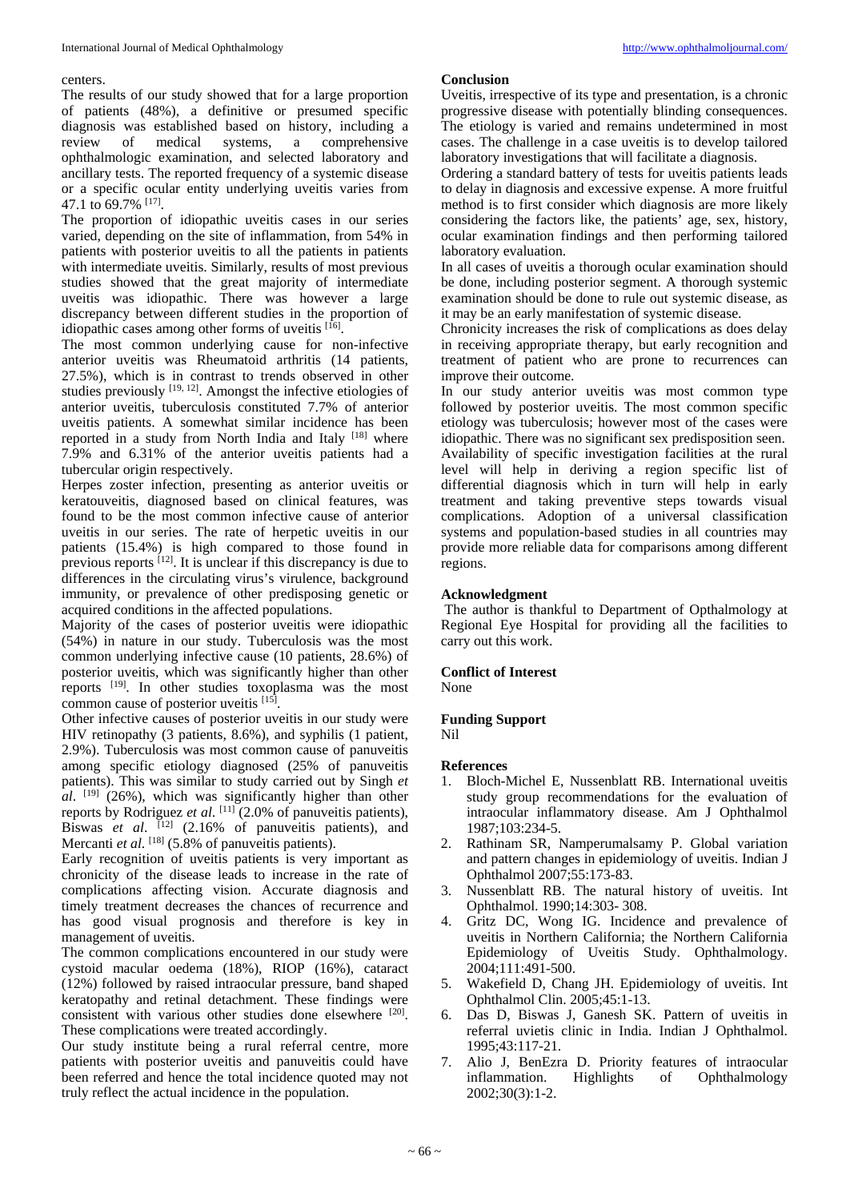centers.

The results of our study showed that for a large proportion of patients (48%), a definitive or presumed specific diagnosis was established based on history, including a review of medical systems, a comprehensive ophthalmologic examination, and selected laboratory and ancillary tests. The reported frequency of a systemic disease or a specific ocular entity underlying uveitis varies from 47.1 to 69.7% [17].

The proportion of idiopathic uveitis cases in our series varied, depending on the site of inflammation, from 54% in patients with posterior uveitis to all the patients in patients with intermediate uveitis. Similarly, results of most previous studies showed that the great majority of intermediate uveitis was idiopathic. There was however a large discrepancy between different studies in the proportion of idiopathic cases among other forms of uveitis [16].

The most common underlying cause for non-infective anterior uveitis was Rheumatoid arthritis (14 patients, 27.5%), which is in contrast to trends observed in other studies previously [19, 12]. Amongst the infective etiologies of anterior uveitis, tuberculosis constituted 7.7% of anterior uveitis patients. A somewhat similar incidence has been reported in a study from North India and Italy [18] where 7.9% and 6.31% of the anterior uveitis patients had a tubercular origin respectively.

Herpes zoster infection, presenting as anterior uveitis or keratouveitis, diagnosed based on clinical features, was found to be the most common infective cause of anterior uveitis in our series. The rate of herpetic uveitis in our patients (15.4%) is high compared to those found in previous reports [12]. It is unclear if this discrepancy is due to differences in the circulating virus's virulence, background immunity, or prevalence of other predisposing genetic or acquired conditions in the affected populations.

Majority of the cases of posterior uveitis were idiopathic (54%) in nature in our study. Tuberculosis was the most common underlying infective cause (10 patients, 28.6%) of posterior uveitis, which was significantly higher than other reports [19]. In other studies toxoplasma was the most common cause of posterior uveitis [15].

Other infective causes of posterior uveitis in our study were HIV retinopathy (3 patients, 8.6%), and syphilis (1 patient, 2.9%). Tuberculosis was most common cause of panuveitis among specific etiology diagnosed (25% of panuveitis patients). This was similar to study carried out by Singh *et al*. [19] (26%), which was significantly higher than other reports by Rodriguez *et al.* [11] (2.0% of panuveitis patients), Biswas *et al*. [12] (2.16% of panuveitis patients), and Mercanti *et al*. [18] (5.8% of panuveitis patients).

Early recognition of uveitis patients is very important as chronicity of the disease leads to increase in the rate of complications affecting vision. Accurate diagnosis and timely treatment decreases the chances of recurrence and has good visual prognosis and therefore is key in management of uveitis.

The common complications encountered in our study were cystoid macular oedema (18%), RIOP (16%), cataract (12%) followed by raised intraocular pressure, band shaped keratopathy and retinal detachment. These findings were consistent with various other studies done elsewhere [20]. These complications were treated accordingly.

Our study institute being a rural referral centre, more patients with posterior uveitis and panuveitis could have been referred and hence the total incidence quoted may not truly reflect the actual incidence in the population.

## Conclusion

Uveitis, irrespective of its type and presentation, is a chronic progressive disease with potentially blinding consequences. The etiology is varied and remains undetermined in most cases. The challenge in a case uveitis is to develop tailored laboratory investigations that will facilitate a diagnosis.

Ordering a standard battery of tests for uveitis patients leads to delay in diagnosis and excessive expense. A more fruitful method is to first consider which diagnosis are more likely considering the factors like, the patients' age, sex, history, ocular examination findings and then performing tailored laboratory evaluation.

In all cases of uveitis a thorough ocular examination should be done, including posterior segment. A thorough systemic examination should be done to rule out systemic disease, as it may be an early manifestation of systemic disease.

Chronicity increases the risk of complications as does delay in receiving appropriate therapy, but early recognition and treatment of patient who are prone to recurrences can improve their outcome.

In our study anterior uveitis was most common type followed by posterior uveitis. The most common specific etiology was tuberculosis; however most of the cases were idiopathic. There was no significant sex predisposition seen. Availability of specific investigation facilities at the rural level will help in deriving a region specific list of differential diagnosis which in turn will help in early treatment and taking preventive steps towards visual complications. Adoption of a universal classification systems and population-based studies in all countries may provide more reliable data for comparisons among different regions.

## Acknowledgment

The author is thankful to Department of Opthalmology at Regional Eye Hospital for providing all the facilities to carry out this work.

## Conflict of Interest

None

## Funding Support

Nil

## References

1. Bloch-Michel E, Nussenblatt RB. International uveitis study group recommendations for the evaluation of intraocular inflammatory disease. Am J Ophthalmol 1987;103:234-5.
2. Rathinam SR, Namperumalsamy P. Global variation and pattern changes in epidemiology of uveitis. Indian J Ophthalmol 2007;55:173-83.
3. Nussenblatt RB. The natural history of uveitis. Int Ophthalmol. 1990;14:303- 308.
4. Gritz DC, Wong IG. Incidence and prevalence of uveitis in Northern California; the Northern California Epidemiology of Uveitis Study. Ophthalmology. 2004;111:491-500.
5. Wakefield D, Chang JH. Epidemiology of uveitis. Int Ophthalmol Clin. 2005;45:1-13.
6. Das D, Biswas J, Ganesh SK. Pattern of uveitis in referral uvietis clinic in India. Indian J Ophthalmol. 1995;43:117-21.
7. Alio J, BenEzra D. Priority features of intraocular inflammation. Highlights of Ophthalmology 2002;30(3):1-2.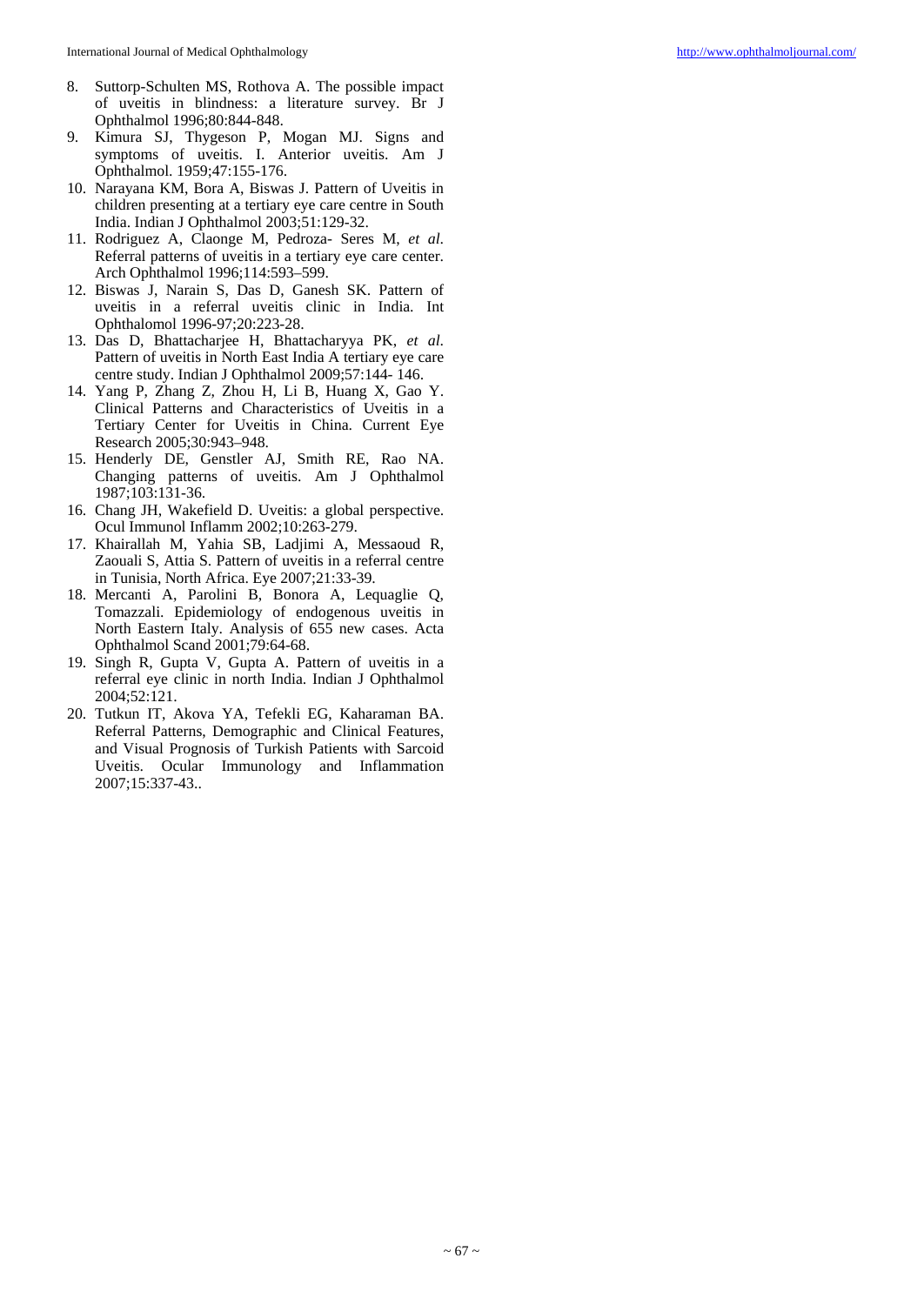8. Suttorp-Schulten MS, Rothova A. The possible impact of uveitis in blindness: a literature survey. Br J Ophthalmol 1996;80:844-848.
9. Kimura SJ, Thygeson P, Mogan MJ. Signs and symptoms of uveitis. I. Anterior uveitis. Am J Ophthalmol. 1959;47:155-176.
10. Narayana KM, Bora A, Biswas J. Pattern of Uveitis in children presenting at a tertiary eye care centre in South India. Indian J Ophthalmol 2003;51:129-32.
11. Rodriguez A, Claonge M, Pedroza- Seres M, *et al.* Referral patterns of uveitis in a tertiary eye care center. Arch Ophthalmol 1996;114:593–599.
12. Biswas J, Narain S, Das D, Ganesh SK. Pattern of uveitis in a referral uveitis clinic in India. Int Ophthalomol 1996-97;20:223-28.
13. Das D, Bhattacharjee H, Bhattacharyya PK, *et al.* Pattern of uveitis in North East India A tertiary eye care centre study. Indian J Ophthalmol 2009;57:144- 146.
14. Yang P, Zhang Z, Zhou H, Li B, Huang X, Gao Y. Clinical Patterns and Characteristics of Uveitis in a Tertiary Center for Uveitis in China. Current Eye Research 2005;30:943–948.
15. Henderly DE, Genstler AJ, Smith RE, Rao NA. Changing patterns of uveitis. Am J Ophthalmol 1987;103:131-36.
16. Chang JH, Wakefield D. Uveitis: a global perspective. Ocul Immunol Inflamm 2002;10:263-279.
17. Khairallah M, Yahia SB, Ladjimi A, Messaoud R, Zaouali S, Attia S. Pattern of uveitis in a referral centre in Tunisia, North Africa. Eye 2007;21:33-39.
18. Mercanti A, Parolini B, Bonora A, Lequaglie Q, Tomazzali. Epidemiology of endogenous uveitis in North Eastern Italy. Analysis of 655 new cases. Acta Ophthalmol Scand 2001;79:64-68.
19. Singh R, Gupta V, Gupta A. Pattern of uveitis in a referral eye clinic in north India. Indian J Ophthalmol 2004;52:121.
20. Tutkun IT, Akova YA, Tefekli EG, Kaharaman BA. Referral Patterns, Demographic and Clinical Features, and Visual Prognosis of Turkish Patients with Sarcoid Uveitis. Ocular Immunology and Inflammation 2007;15:337-43..